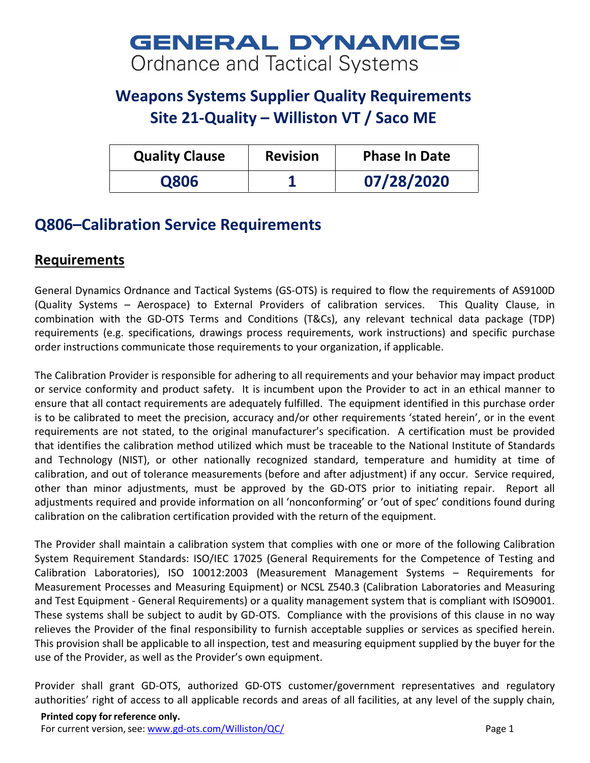# GENERAL DYNAMICS
Ordnance and Tactical Systems

## Weapons Systems Supplier Quality Requirements
## Site 21-Quality – Williston VT / Saco ME

| Quality Clause | Revision | Phase In Date |
|---|---|---|
| Q806 | 1 | 07/28/2020 |

## Q806–Calibration Service Requirements

### Requirements

General Dynamics Ordnance and Tactical Systems (GS-OTS) is required to flow the requirements of AS9100D (Quality Systems – Aerospace) to External Providers of calibration services. This Quality Clause, in combination with the GD-OTS Terms and Conditions (T&Cs), any relevant technical data package (TDP) requirements (e.g. specifications, drawings process requirements, work instructions) and specific purchase order instructions communicate those requirements to your organization, if applicable.

The Calibration Provider is responsible for adhering to all requirements and your behavior may impact product or service conformity and product safety. It is incumbent upon the Provider to act in an ethical manner to ensure that all contact requirements are adequately fulfilled. The equipment identified in this purchase order is to be calibrated to meet the precision, accuracy and/or other requirements 'stated herein', or in the event requirements are not stated, to the original manufacturer's specification. A certification must be provided that identifies the calibration method utilized which must be traceable to the National Institute of Standards and Technology (NIST), or other nationally recognized standard, temperature and humidity at time of calibration, and out of tolerance measurements (before and after adjustment) if any occur. Service required, other than minor adjustments, must be approved by the GD-OTS prior to initiating repair. Report all adjustments required and provide information on all 'nonconforming' or 'out of spec' conditions found during calibration on the calibration certification provided with the return of the equipment.

The Provider shall maintain a calibration system that complies with one or more of the following Calibration System Requirement Standards: ISO/IEC 17025 (General Requirements for the Competence of Testing and Calibration Laboratories), ISO 10012:2003 (Measurement Management Systems – Requirements for Measurement Processes and Measuring Equipment) or NCSL Z540.3 (Calibration Laboratories and Measuring and Test Equipment - General Requirements) or a quality management system that is compliant with ISO9001. These systems shall be subject to audit by GD-OTS. Compliance with the provisions of this clause in no way relieves the Provider of the final responsibility to furnish acceptable supplies or services as specified herein. This provision shall be applicable to all inspection, test and measuring equipment supplied by the buyer for the use of the Provider, as well as the Provider's own equipment.

Provider shall grant GD-OTS, authorized GD-OTS customer/government representatives and regulatory authorities' right of access to all applicable records and areas of all facilities, at any level of the supply chain,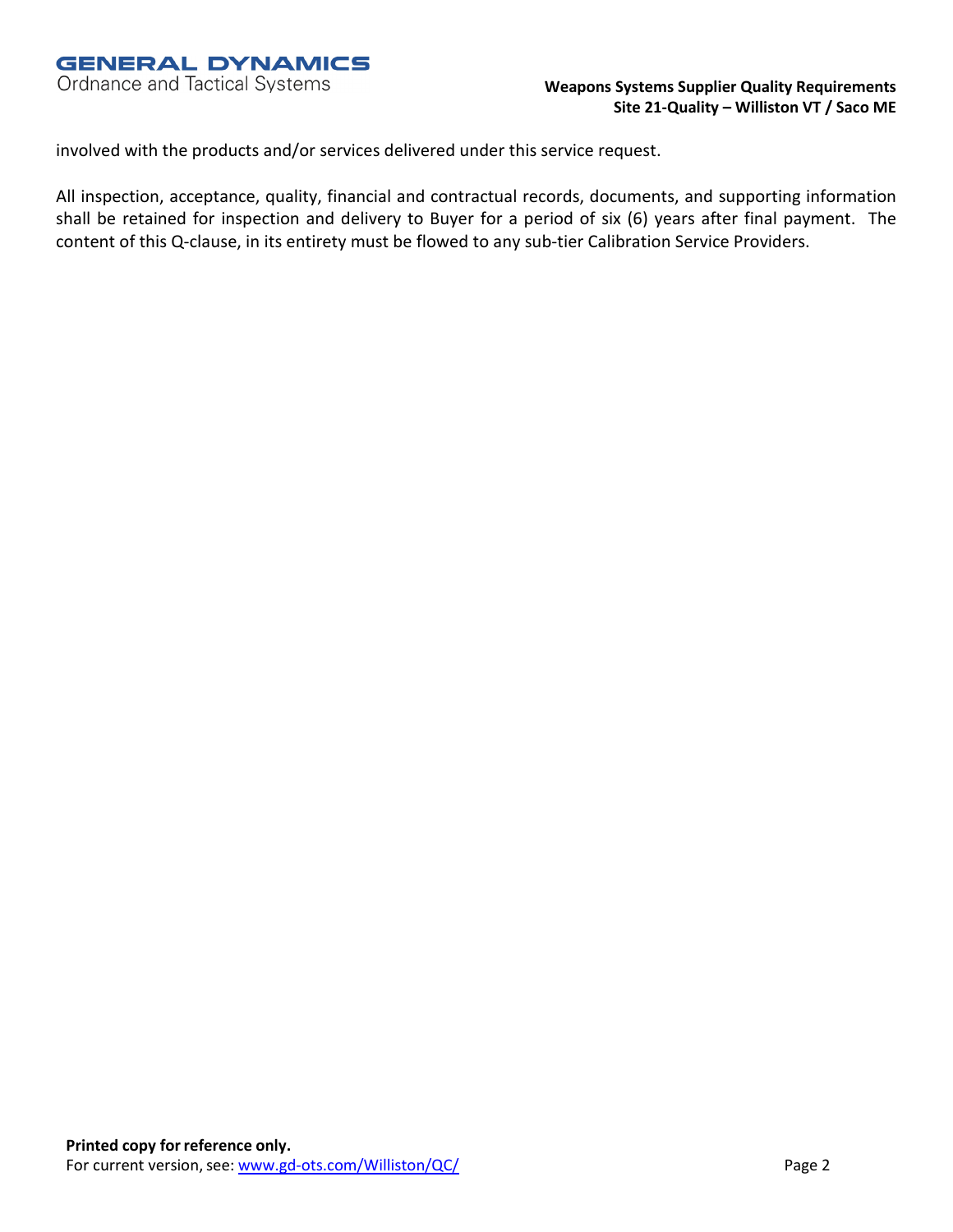involved with the products and/or services delivered under this service request.

All inspection, acceptance, quality, financial and contractual records, documents, and supporting information shall be retained for inspection and delivery to Buyer for a period of six (6) years after final payment. The content of this Q-clause, in its entirety must be flowed to any sub-tier Calibration Service Providers.